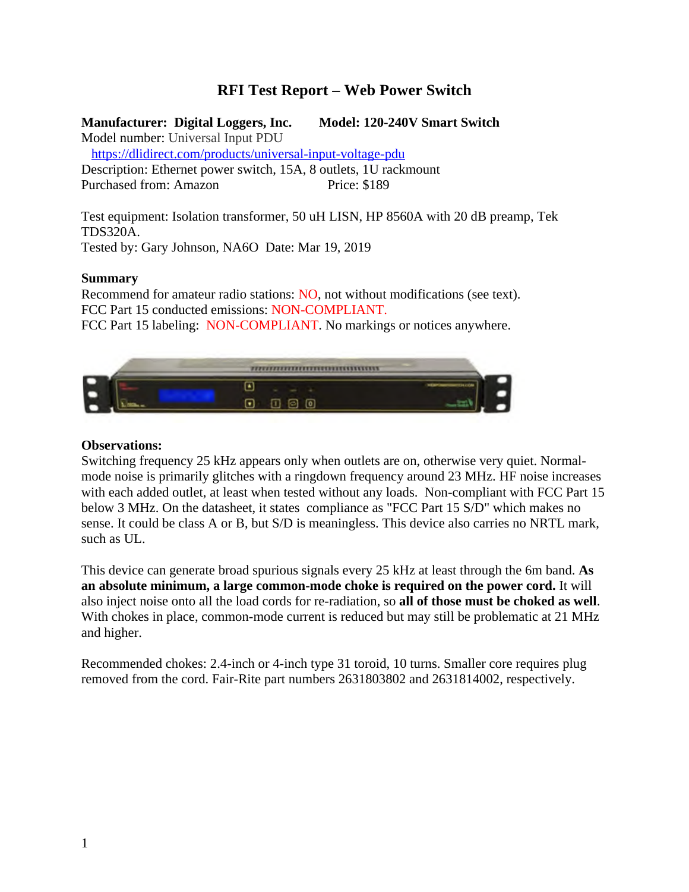# RFI Test Report – Web Power Switch

**Manufacturer: Digital Loggers, Inc.** **Model: 120-240V Smart Switch**
Model number: Universal Input PDU
https://dlidirect.com/products/universal-input-voltage-pdu
Description: Ethernet power switch, 15A, 8 outlets, 1U rackmount
Purchased from: Amazon Price: $189

Test equipment: Isolation transformer, 50 uH LISN, HP 8560A with 20 dB preamp, Tek TDS320A.
Tested by: Gary Johnson, NA6O Date: Mar 19, 2019

**Summary**
Recommend for amateur radio stations: NO, not without modifications (see text).
FCC Part 15 conducted emissions: NON-COMPLIANT.
FCC Part 15 labeling: NON-COMPLIANT. No markings or notices anywhere.

**Observations:**
Switching frequency 25 kHz appears only when outlets are on, otherwise very quiet. Normal-mode noise is primarily glitches with a ringdown frequency around 23 MHz. HF noise increases with each added outlet, at least when tested without any loads. Non-compliant with FCC Part 15 below 3 MHz. On the datasheet, it states compliance as "FCC Part 15 S/D" which makes no sense. It could be class A or B, but S/D is meaningless. This device also carries no NRTL mark, such as UL.

This device can generate broad spurious signals every 25 kHz at least through the 6m band. **As an absolute minimum, a large common-mode choke is required on the power cord.** It will also inject noise onto all the load cords for re-radiation, so **all of those must be choked as well**. With chokes in place, common-mode current is reduced but may still be problematic at 21 MHz and higher.

Recommended chokes: 2.4-inch or 4-inch type 31 toroid, 10 turns. Smaller core requires plug removed from the cord. Fair-Rite part numbers 2631803802 and 2631814002, respectively.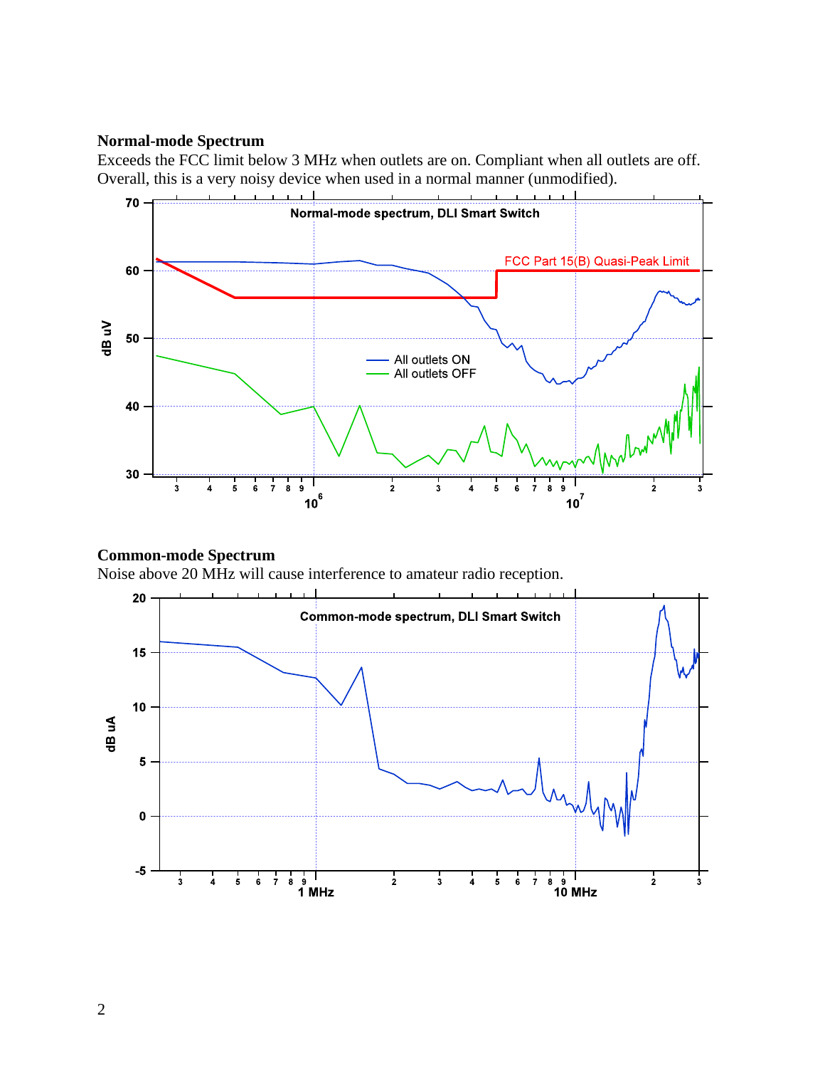**Normal-mode Spectrum**

Exceeds the FCC limit below 3 MHz when outlets are on. Compliant when all outlets are off. Overall, this is a very noisy device when used in a normal manner (unmodified).

**Common-mode Spectrum**

Noise above 20 MHz will cause interference to amateur radio reception.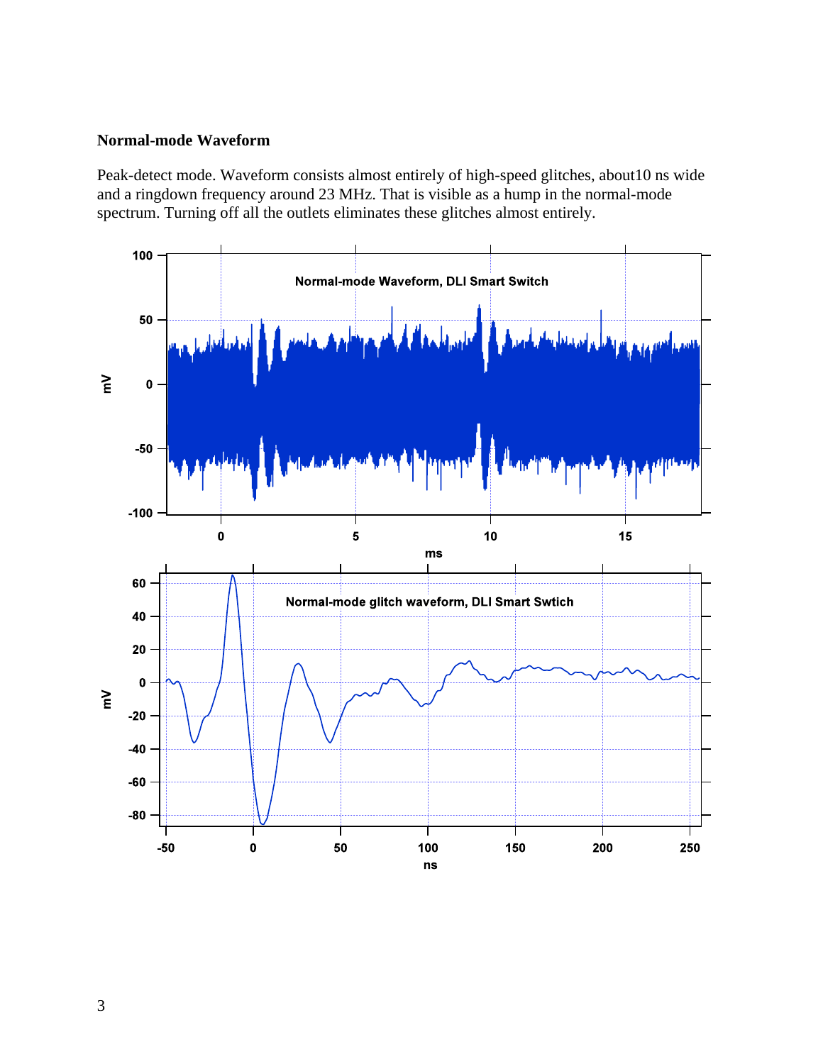**Normal-mode Waveform**

Peak-detect mode. Waveform consists almost entirely of high-speed glitches, about10 ns wide and a ringdown frequency around 23 MHz. That is visible as a hump in the normal-mode spectrum. Turning off all the outlets eliminates these glitches almost entirely.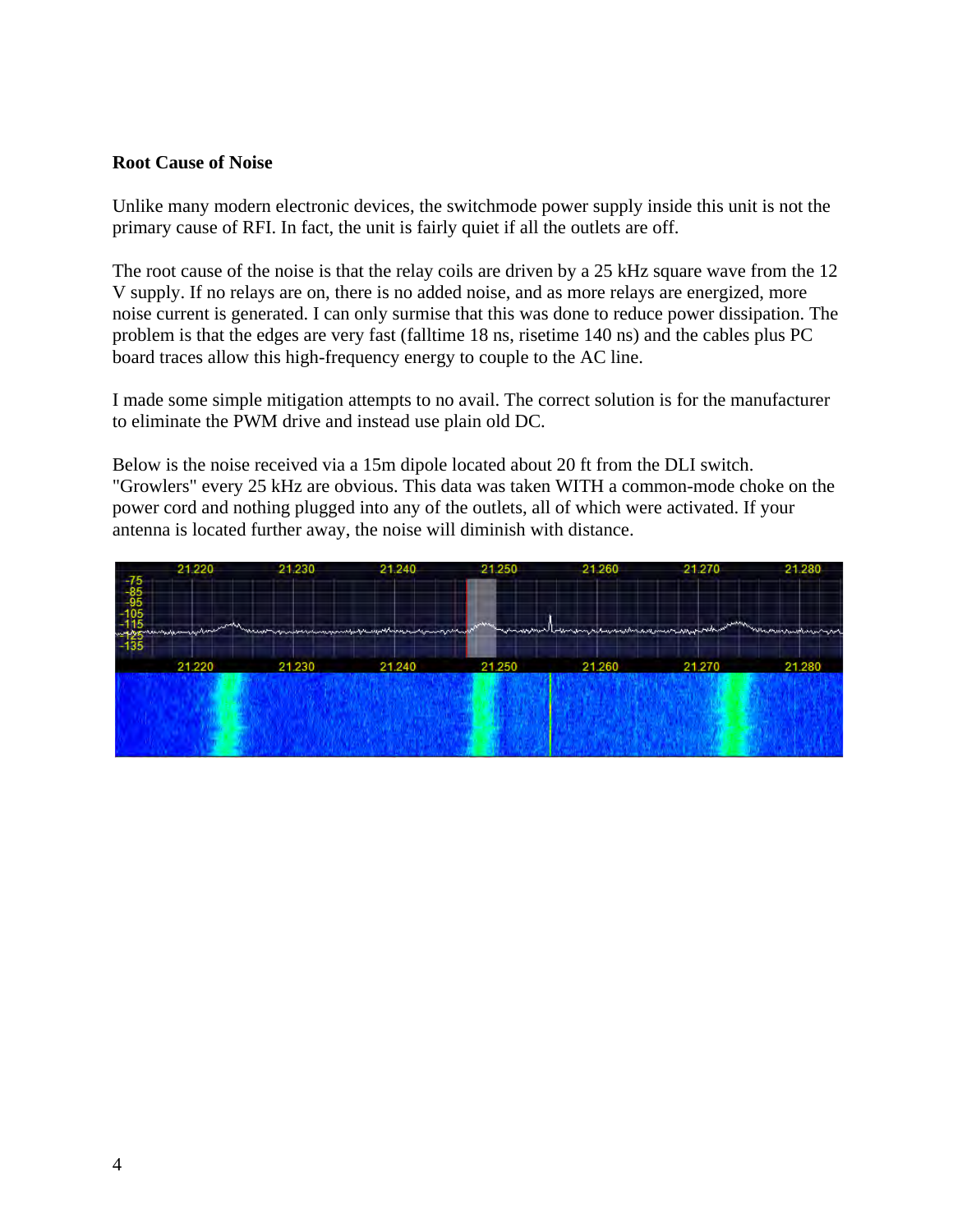**Root Cause of Noise**

Unlike many modern electronic devices, the switchmode power supply inside this unit is not the primary cause of RFI. In fact, the unit is fairly quiet if all the outlets are off.

The root cause of the noise is that the relay coils are driven by a 25 kHz square wave from the 12 V supply. If no relays are on, there is no added noise, and as more relays are energized, more noise current is generated. I can only surmise that this was done to reduce power dissipation. The problem is that the edges are very fast (falltime 18 ns, risetime 140 ns) and the cables plus PC board traces allow this high-frequency energy to couple to the AC line.

I made some simple mitigation attempts to no avail. The correct solution is for the manufacturer to eliminate the PWM drive and instead use plain old DC.

Below is the noise received via a 15m dipole located about 20 ft from the DLI switch. "Growlers" every 25 kHz are obvious. This data was taken WITH a common-mode choke on the power cord and nothing plugged into any of the outlets, all of which were activated. If your antenna is located further away, the noise will diminish with distance.

21.220
21.230
21.240
21.250
21.260
21.270
21.280
-75
-85
-95
-105
-115
-125
-135